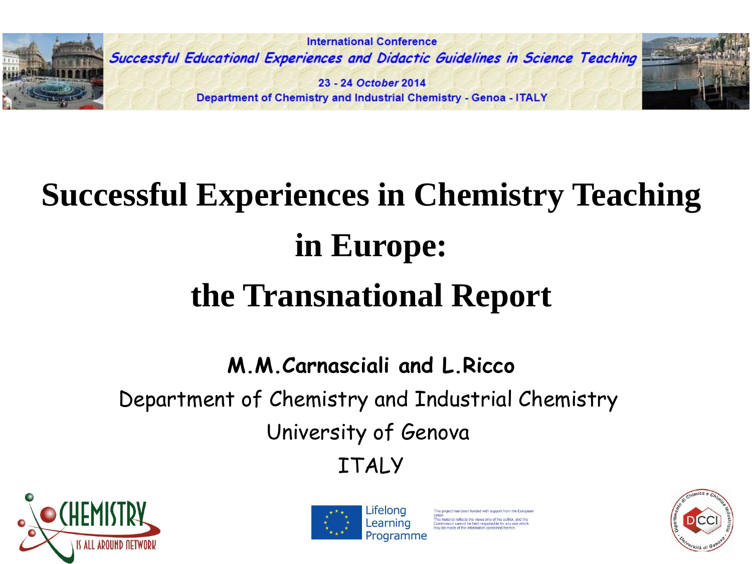International Conference

*Successful Educational Experiences and Didactic Guidelines in Science Teaching*

23 - 24 October 2014

Department of Chemistry and Industrial Chemistry - Genoa - ITALY

# Successful Experiences in Chemistry Teaching in Europe: the Transnational Report

**M.M.Carnasciali and L.Ricco**

Department of Chemistry and Industrial Chemistry

University of Genova

ITALY

CHEMISTRY IS ALL AROUND NETWORK

Lifelong Learning Programme

This project has been funded with support from the European Union. This material reflects the views only of the author, and the Commission cannot be held responsible for any use which may be made of the information contained therein.

Dipartimento di Chimica e Chimica Industriale - Università di Genova

DCCI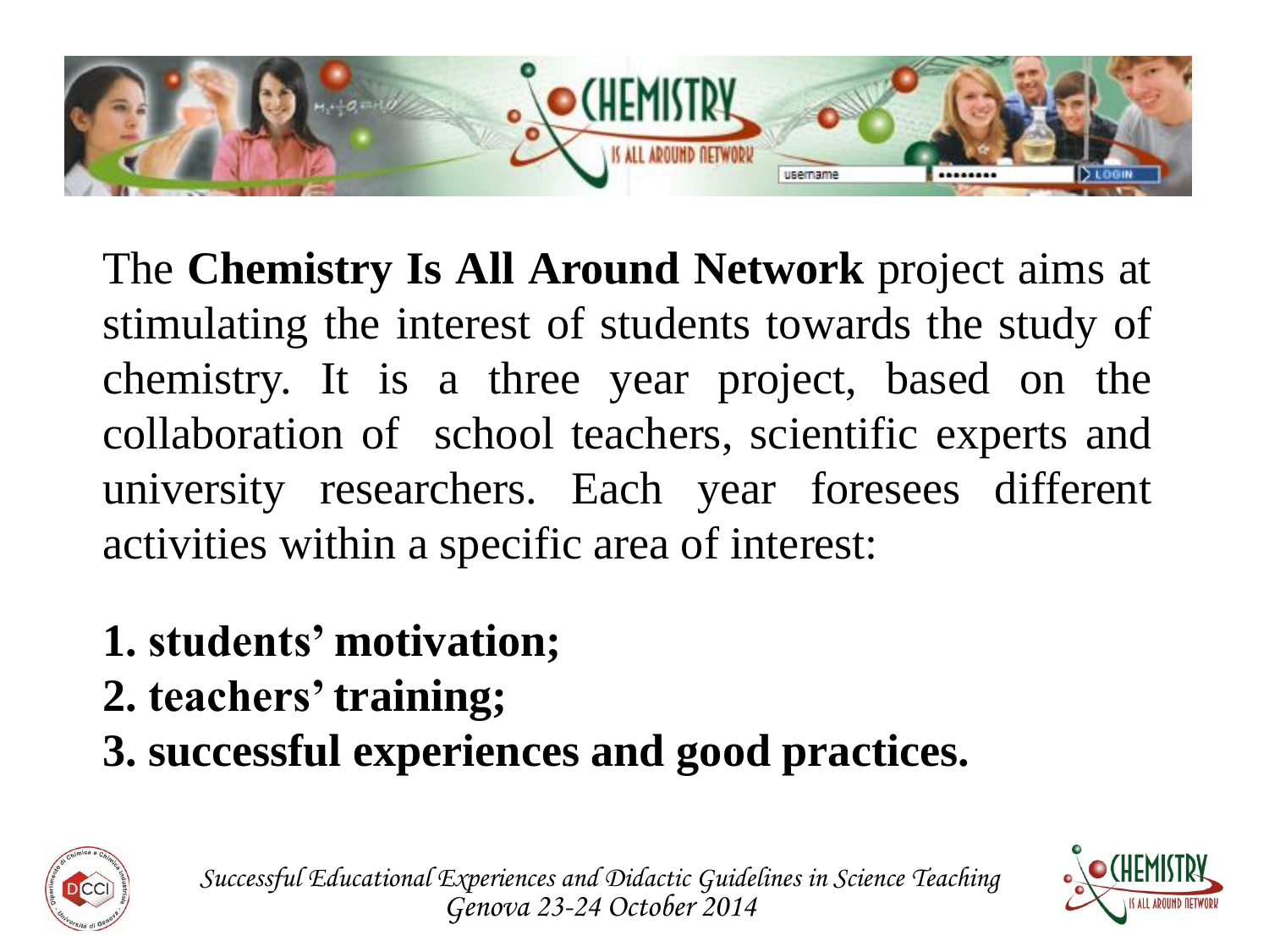The **Chemistry Is All Around Network** project aims at stimulating the interest of students towards the study of chemistry. It is a three year project, based on the collaboration of school teachers, scientific experts and university researchers. Each year foresees different activities within a specific area of interest:

1. **students' motivation;**
2. **teachers' training;**
3. **successful experiences and good practices.**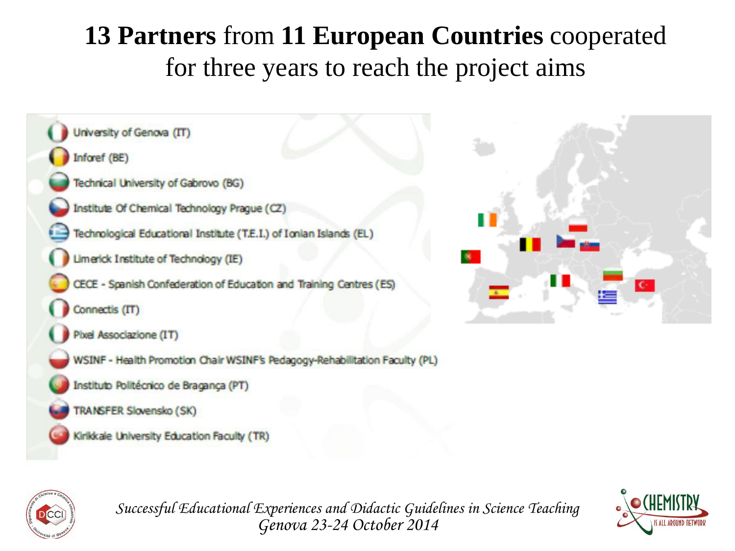# **13 Partners** from **11 European Countries** cooperated for three years to reach the project aims

- University of Genova (IT)
- Inforef (BE)
- Technical University of Gabrovo (BG)
- Institute Of Chemical Technology Prague (CZ)
- Technological Educational Institute (T.E.I.) of Ionian Islands (EL)
- Limerick Institute of Technology (IE)
- CECE - Spanish Confederation of Education and Training Centres (ES)
- Connectis (IT)
- Pixel Associazione (IT)
- WSINF - Health Promotion Chair WSINF's Pedagogy-Rehabilitation Faculty (PL)
- Instituto Politécnico de Bragança (PT)
- TRANSFER Slovensko (SK)
- Kirikkale University Education Faculty (TR)

*Successful Educational Experiences and Didactic Guidelines in Science Teaching*
*Genova 23-24 October 2014*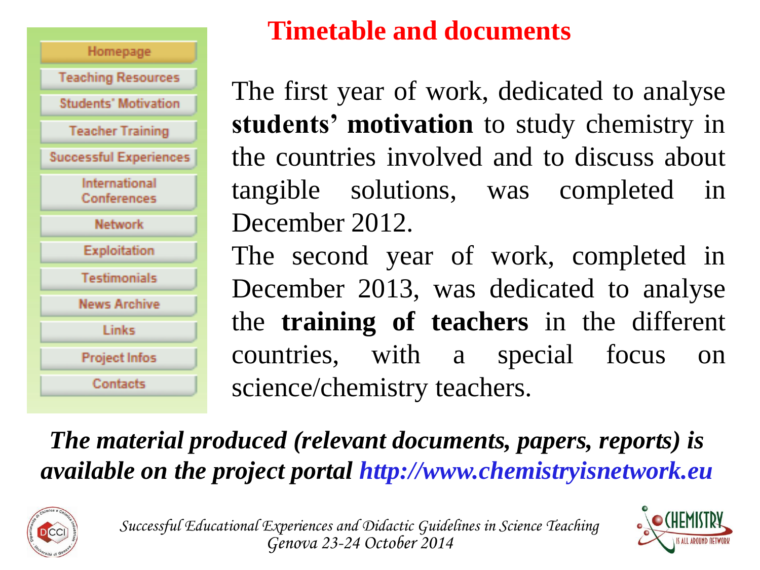# Timetable and documents

The first year of work, dedicated to analyse **students' motivation** to study chemistry in the countries involved and to discuss about tangible solutions, was completed in December 2012.

The second year of work, completed in December 2013, was dedicated to analyse the **training of teachers** in the different countries, with a special focus on science/chemistry teachers.

***The material produced (relevant documents, papers, reports) is available on the project portal http://www.chemistryisnetwork.eu***

- Homepage
- Teaching Resources
- Students' Motivation
- Teacher Training
- Successful Experiences
- International Conferences
- Network
- Exploitation
- Testimonials
- News Archive
- Links
- Project Infos
- Contacts

*Successful Educational Experiences and Didactic Guidelines in Science Teaching*
*Genova 23-24 October 2014*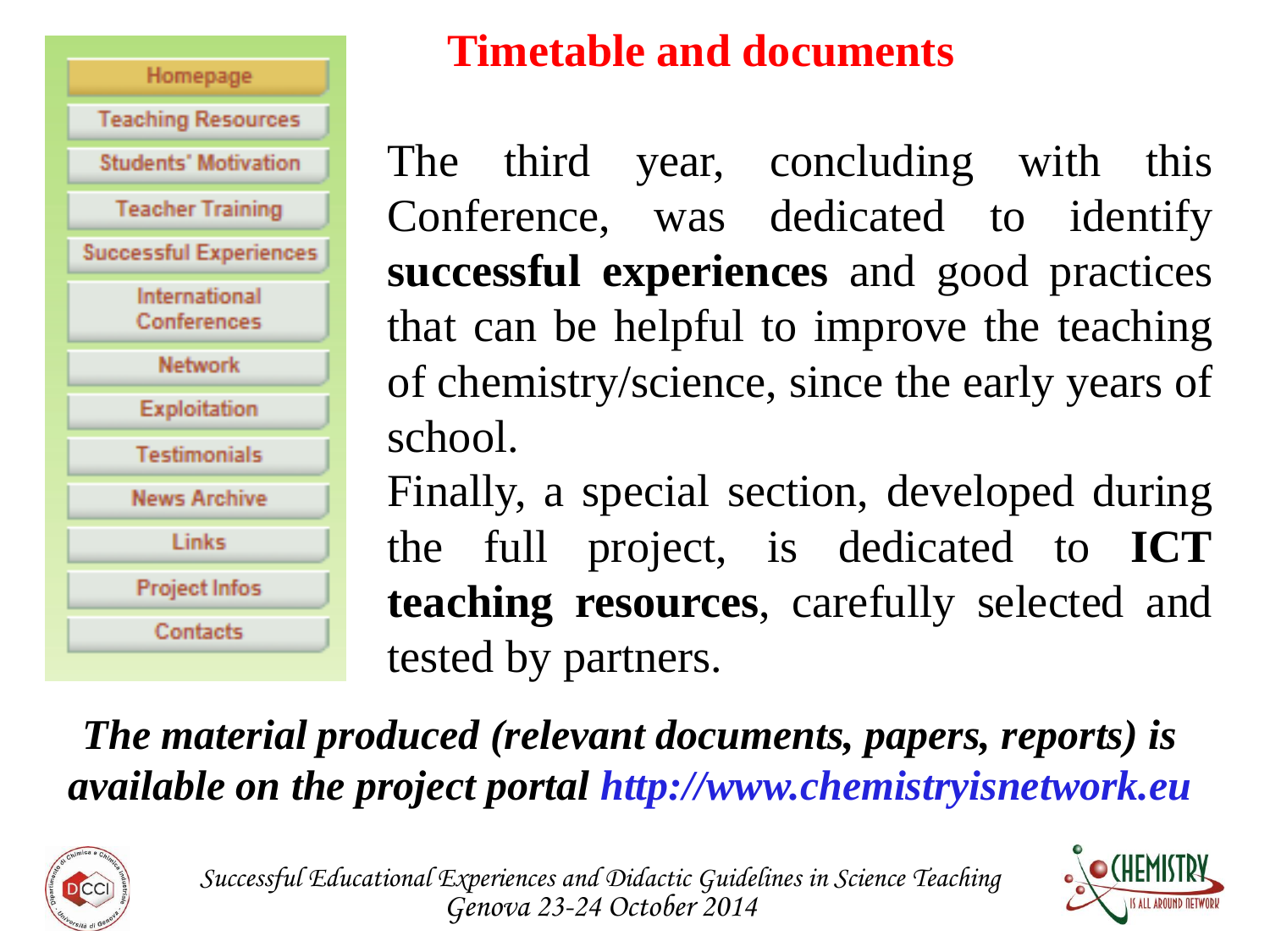# Timetable and documents

- Homepage
- Teaching Resources
- Students' Motivation
- Teacher Training
- Successful Experiences
- International Conferences
- Network
- Exploitation
- Testimonials
- News Archive
- Links
- Project Infos
- Contacts

The third year, concluding with this Conference, was dedicated to identify **successful experiences** and good practices that can be helpful to improve the teaching of chemistry/science, since the early years of school.

Finally, a special section, developed during the full project, is dedicated to **ICT teaching resources**, carefully selected and tested by partners.

***The material produced (relevant documents, papers, reports) is available on the project portal http://www.chemistryisnetwork.eu***

*Successful Educational Experiences and Didactic Guidelines in Science Teaching*
*Genova 23-24 October 2014*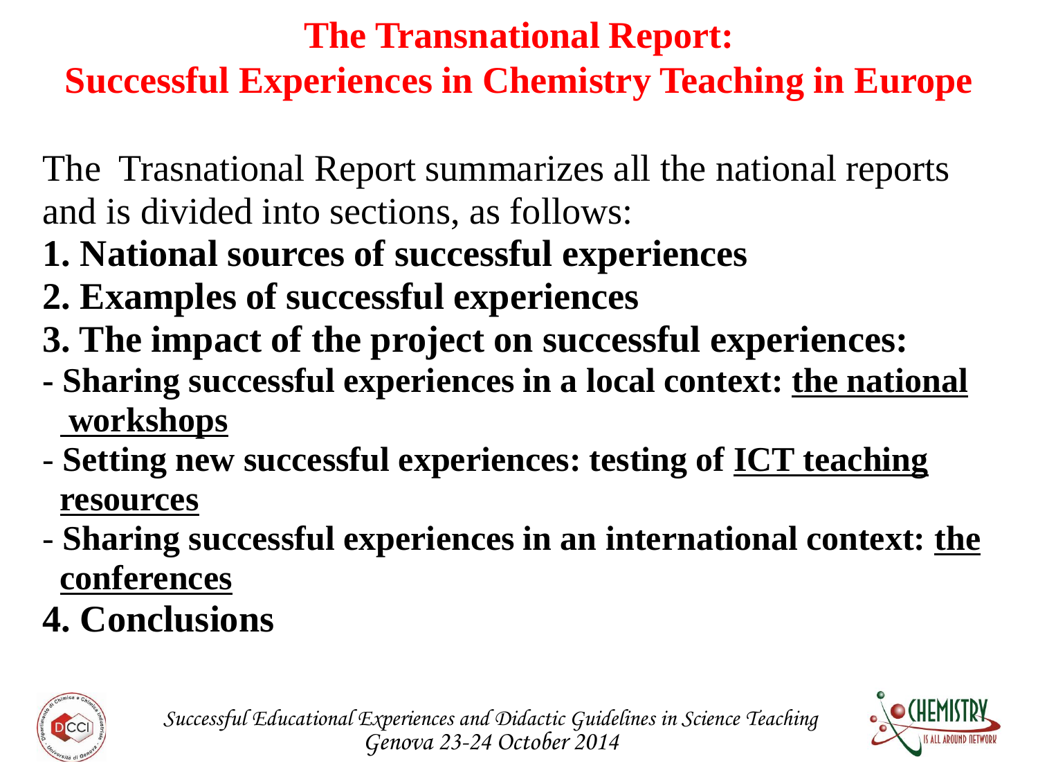# The Transnational Report:
# Successful Experiences in Chemistry Teaching in Europe

The Trasnational Report summarizes all the national reports and is divided into sections, as follows:

**1. National sources of successful experiences**

**2. Examples of successful experiences**

**3. The impact of the project on successful experiences:**

- **Sharing successful experiences in a local context: the national workshops**
- **Setting new successful experiences: testing of ICT teaching resources**
- **Sharing successful experiences in an international context: the conferences**

**4. Conclusions**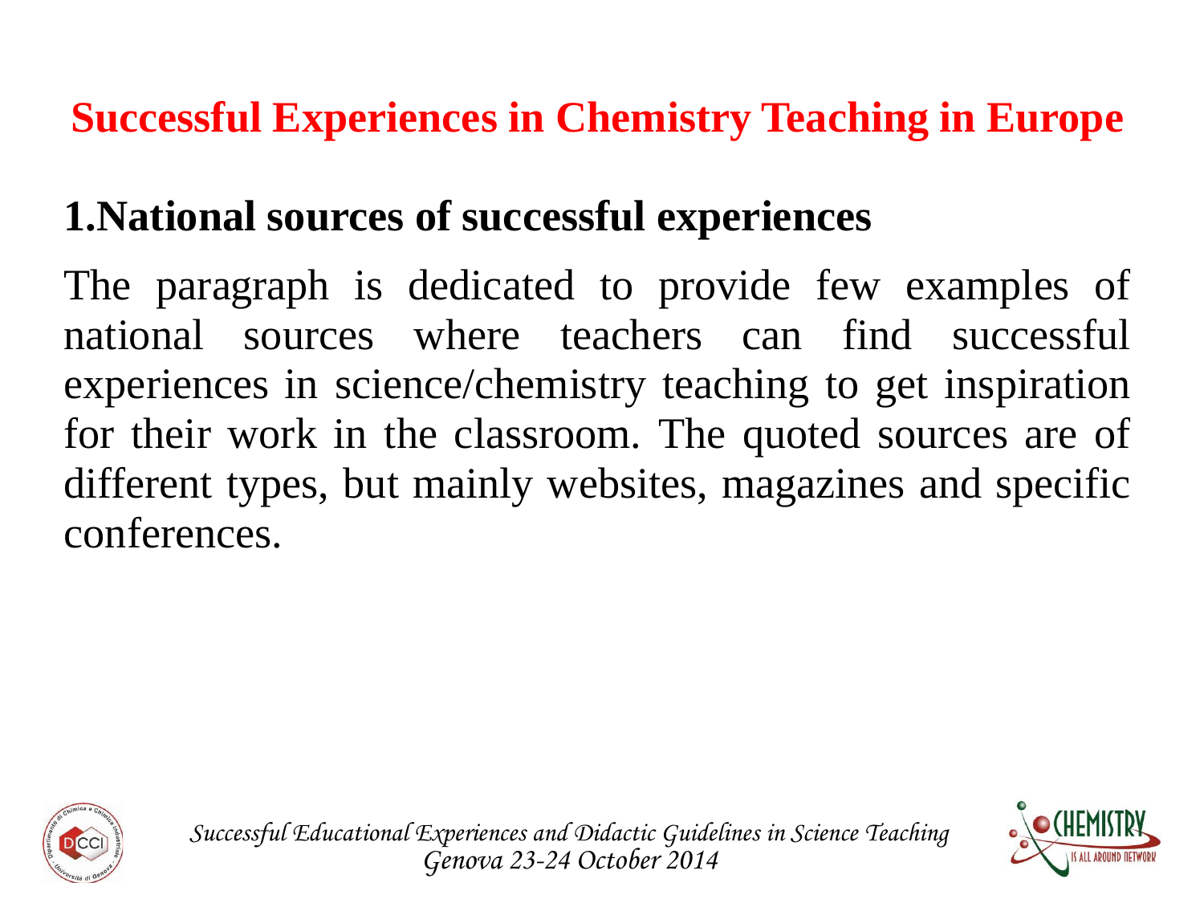# Successful Experiences in Chemistry Teaching in Europe

## 1.National sources of successful experiences

The paragraph is dedicated to provide few examples of national sources where teachers can find successful experiences in science/chemistry teaching to get inspiration for their work in the classroom. The quoted sources are of different types, but mainly websites, magazines and specific conferences.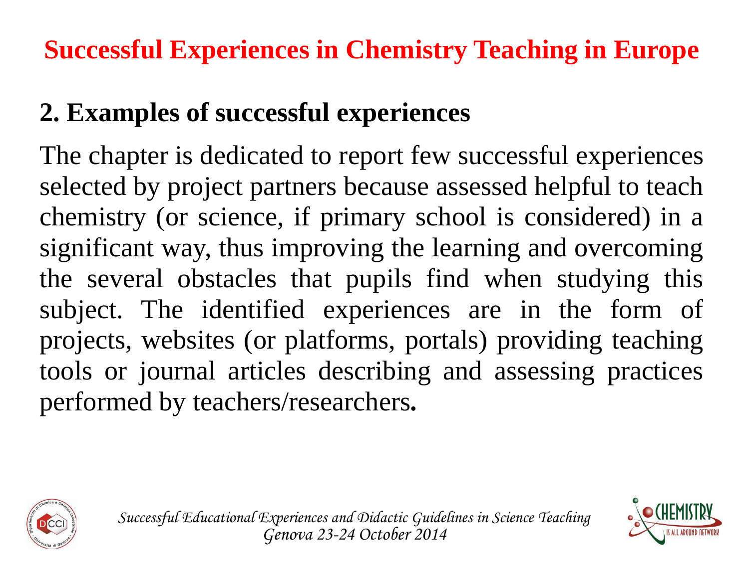# Successful Experiences in Chemistry Teaching in Europe

## 2. Examples of successful experiences

The chapter is dedicated to report few successful experiences selected by project partners because assessed helpful to teach chemistry (or science, if primary school is considered) in a significant way, thus improving the learning and overcoming the several obstacles that pupils find when studying this subject. The identified experiences are in the form of projects, websites (or platforms, portals) providing teaching tools or journal articles describing and assessing practices performed by teachers/researchers**.**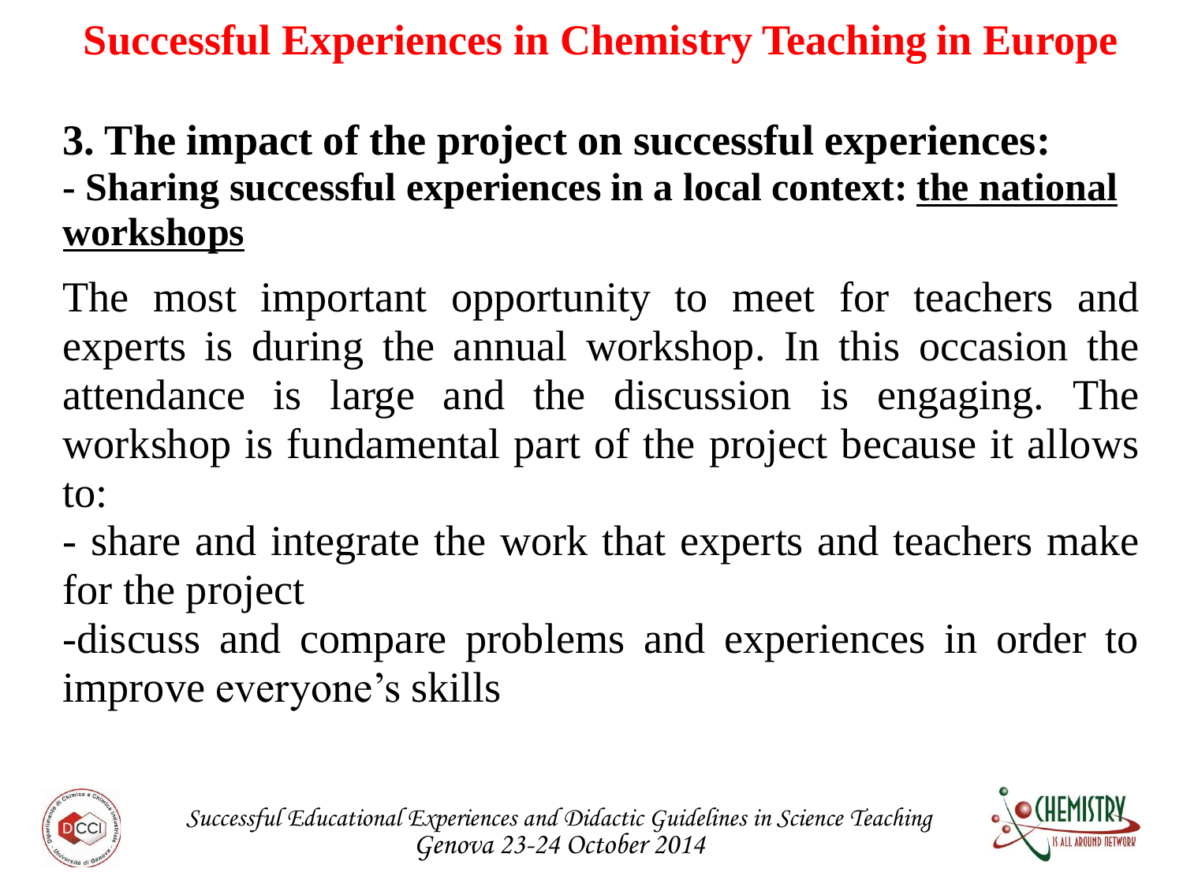# Successful Experiences in Chemistry Teaching in Europe

## 3. The impact of the project on successful experiences:

### - Sharing successful experiences in a local context: <u>the national workshops</u>

The most important opportunity to meet for teachers and experts is during the annual workshop. In this occasion the attendance is large and the discussion is engaging. The workshop is fundamental part of the project because it allows to:

- share and integrate the work that experts and teachers make for the project

-discuss and compare problems and experiences in order to improve everyone's skills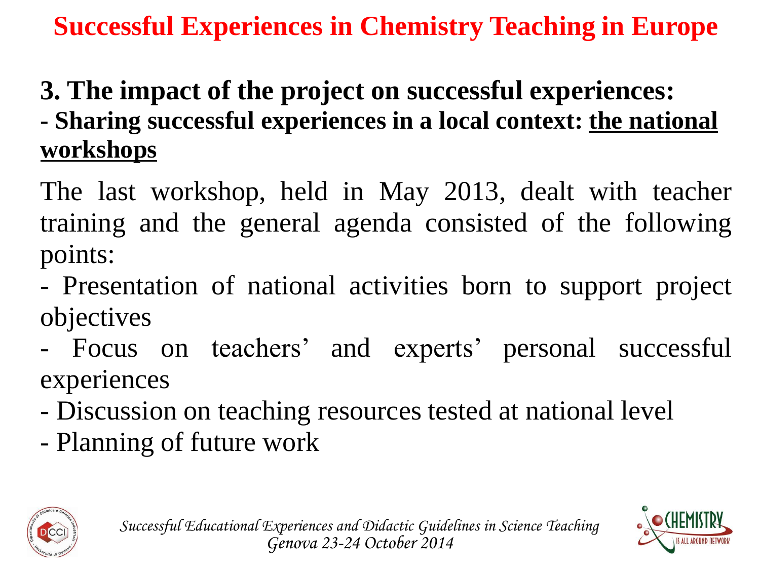# Successful Experiences in Chemistry Teaching in Europe

**3. The impact of the project on successful experiences:**

**- Sharing successful experiences in a local context: <u>the national workshops</u>**

The last workshop, held in May 2013, dealt with teacher training and the general agenda consisted of the following points:

- Presentation of national activities born to support project objectives
- Focus on teachers' and experts' personal successful experiences
- Discussion on teaching resources tested at national level
- Planning of future work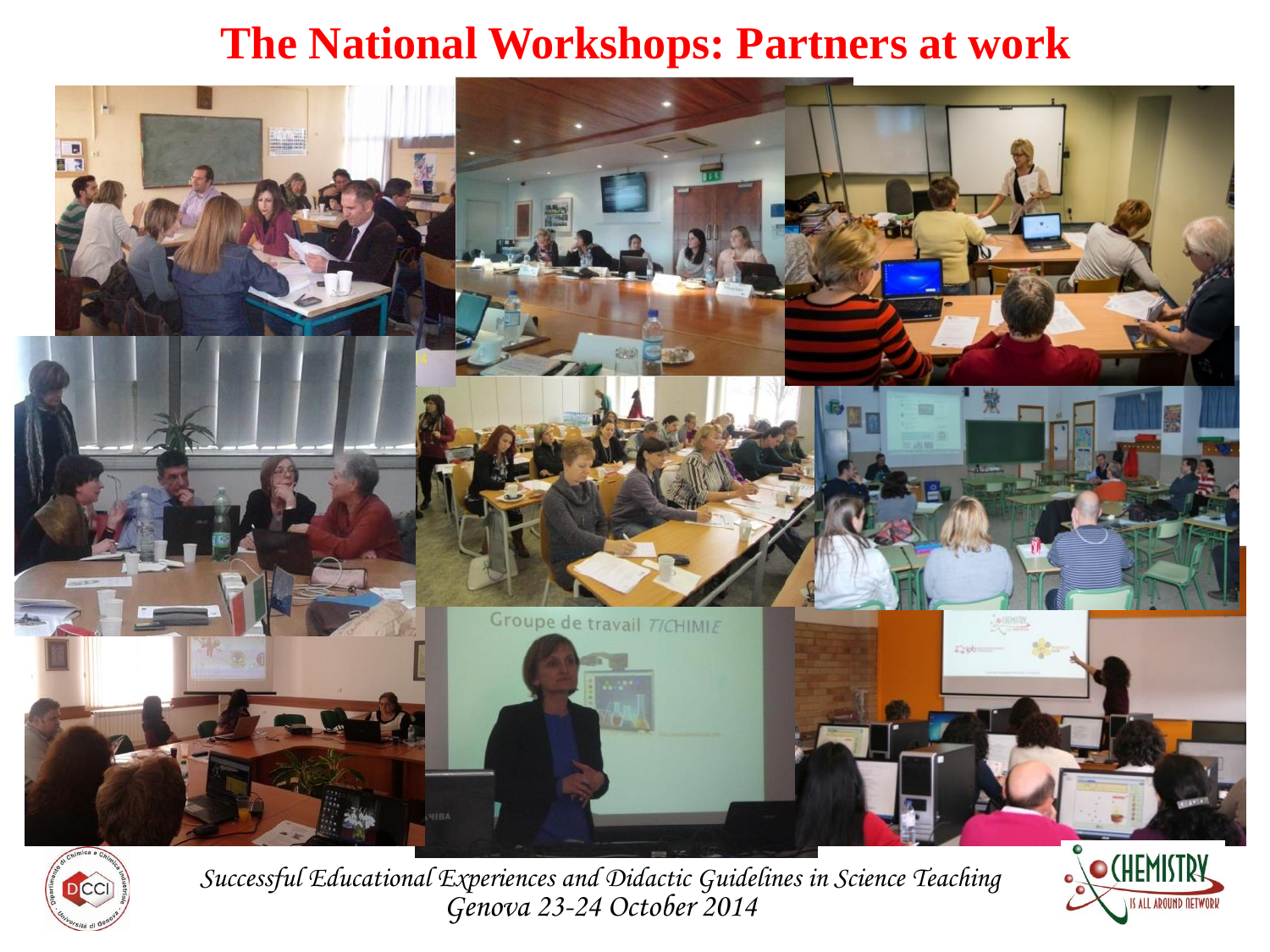# The National Workshops: Partners at work

*Successful Educational Experiences and Didactic Guidelines in Science Teaching*
*Genova 23-24 October 2014*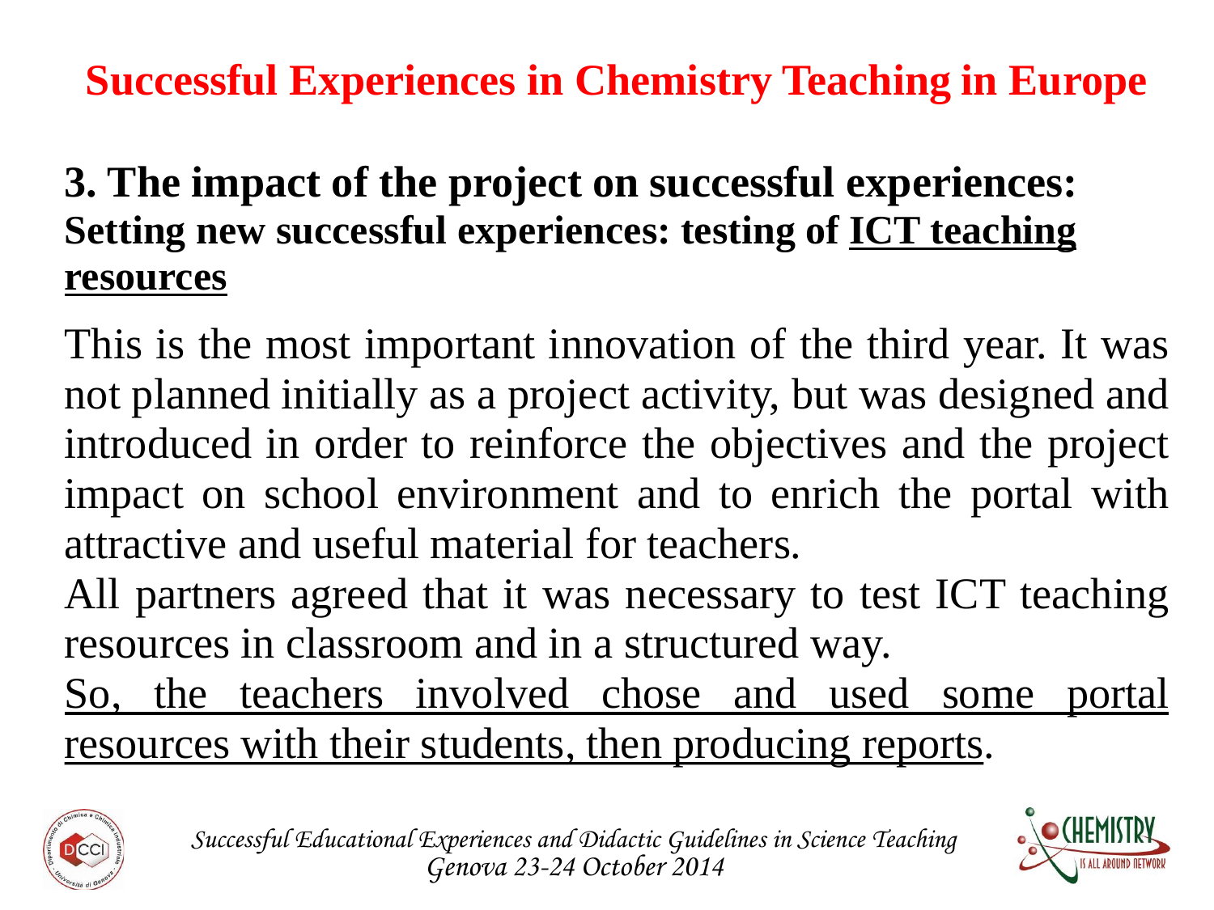# Successful Experiences in Chemistry Teaching in Europe

## 3. The impact of the project on successful experiences:

**Setting new successful experiences: testing of <u>ICT teaching resources</u>**

This is the most important innovation of the third year. It was not planned initially as a project activity, but was designed and introduced in order to reinforce the objectives and the project impact on school environment and to enrich the portal with attractive and useful material for teachers.

All partners agreed that it was necessary to test ICT teaching resources in classroom and in a structured way.

<u>So, the teachers involved chose and used some portal resources with their students, then producing reports</u>.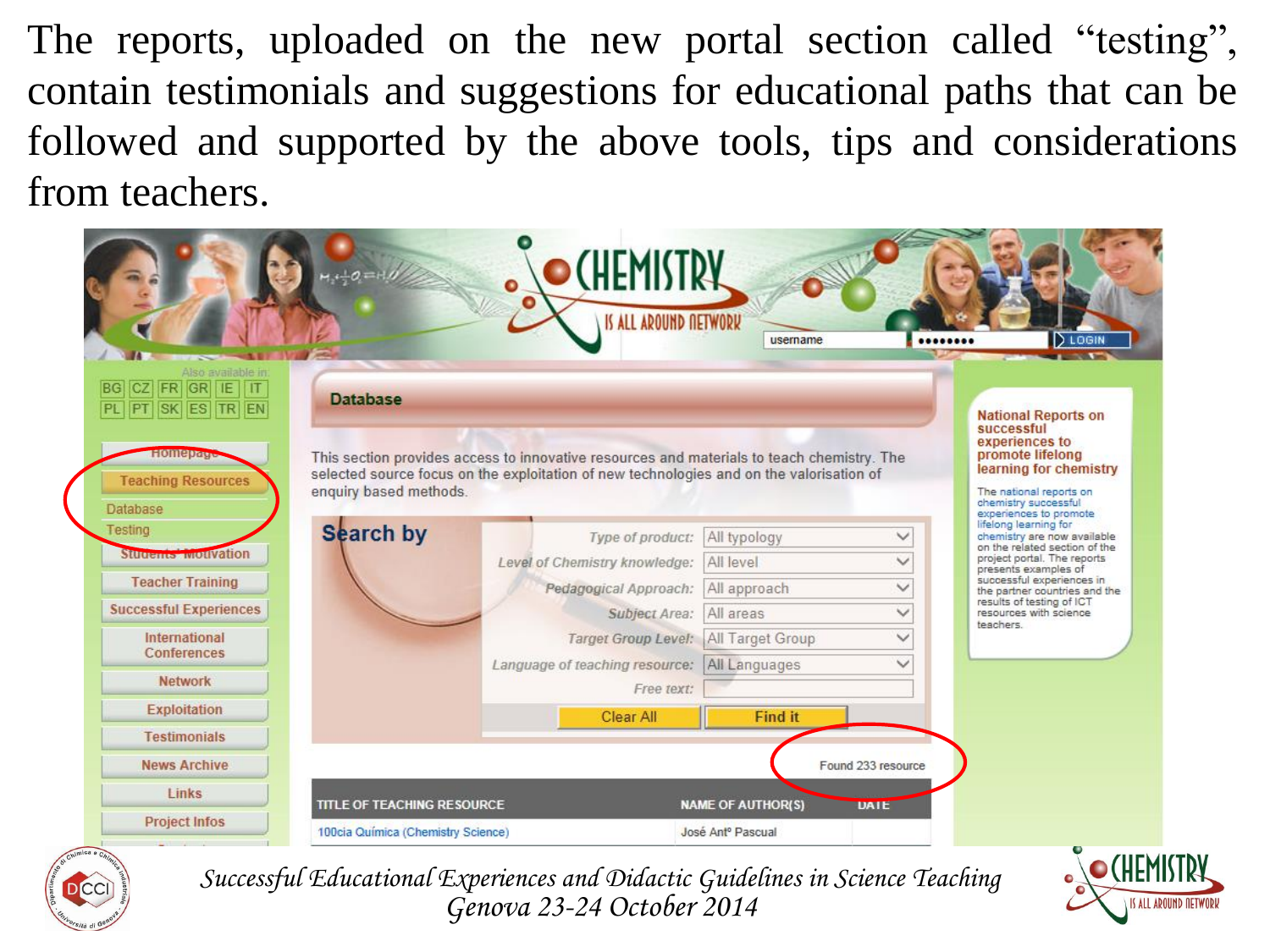The reports, uploaded on the new portal section called "testing", contain testimonials and suggestions for educational paths that can be followed and supported by the above tools, tips and considerations from teachers.

CHEMISTRY IS ALL AROUND NETWORK

username •••••••• LOGIN

Also available in: BG CZ FR GR IE IT PL PT SK ES TR EN

- Homepage
- Teaching Resources
  - Database
  - Testing
- Students' Motivation
- Teacher Training
- Successful Experiences
- International Conferences
- Network
- Exploitation
- Testimonials
- News Archive
- Links
- Project Infos

## Database

This section provides access to innovative resources and materials to teach chemistry. The selected source focus on the exploitation of new technologies and on the valorisation of enquiry based methods.

**Search by**

| | |
|---|---|
| Type of product: | All typology |
| Level of Chemistry knowledge: | All level |
| Pedagogical Approach: | All approach |
| Subject Area: | All areas |
| Target Group Level: | All Target Group |
| Language of teaching resource: | All Languages |
| Free text: | |

Clear All | Find it

Found 233 resource

| TITLE OF TEACHING RESOURCE | NAME OF AUTHOR(S) | DATE |
|---|---|---|
| 100cia Química (Chemistry Science) | José Antº Pascual | |

**National Reports on successful experiences to promote lifelong learning for chemistry**

The national reports on chemistry successful experiences to promote lifelong learning for chemistry are now available on the related section of the project portal. The reports presents examples of successful experiences in the partner countries and the results of testing of ICT resources with science teachers.

*Successful Educational Experiences and Didactic Guidelines in Science Teaching*
*Genova 23-24 October 2014*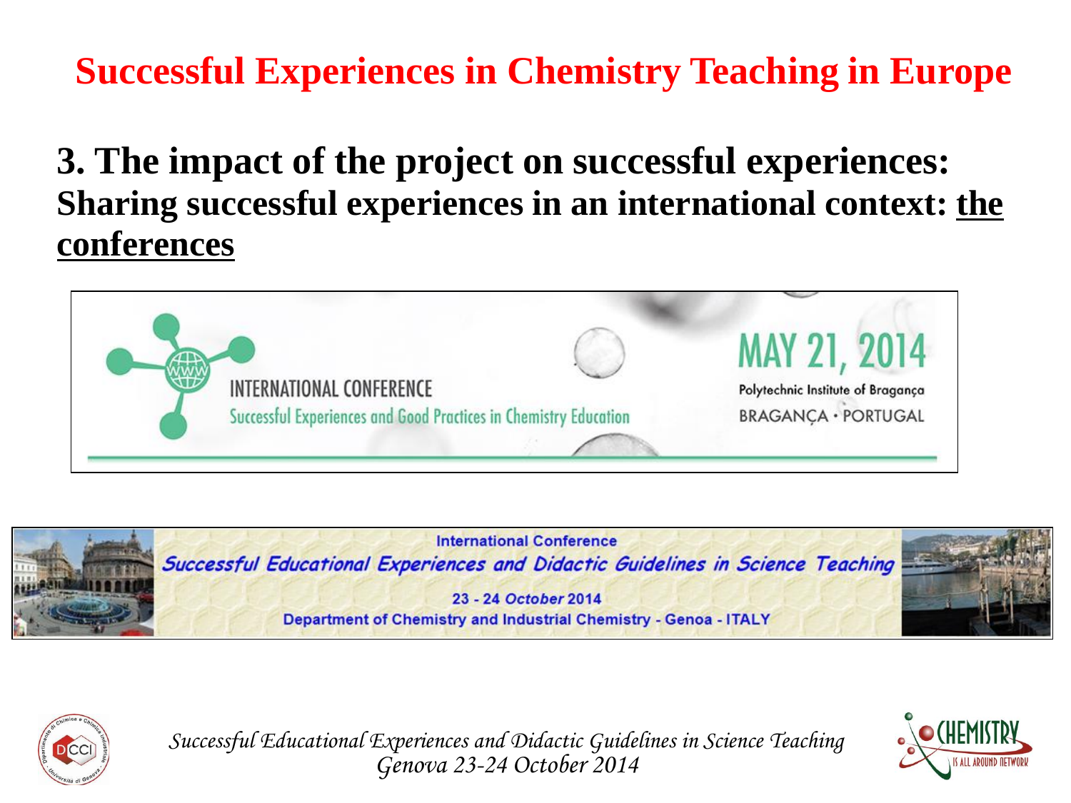# Successful Experiences in Chemistry Teaching in Europe

## 3. The impact of the project on successful experiences:

**Sharing successful experiences in an international context: <u>the conferences</u>**

INTERNATIONAL CONFERENCE

Successful Experiences and Good Practices in Chemistry Education

MAY 21, 2014

Polytechnic Institute of Bragança

BRAGANÇA • PORTUGAL

International Conference

*Successful Educational Experiences and Didactic Guidelines in Science Teaching*

23 - 24 October 2014

Department of Chemistry and Industrial Chemistry - Genoa - ITALY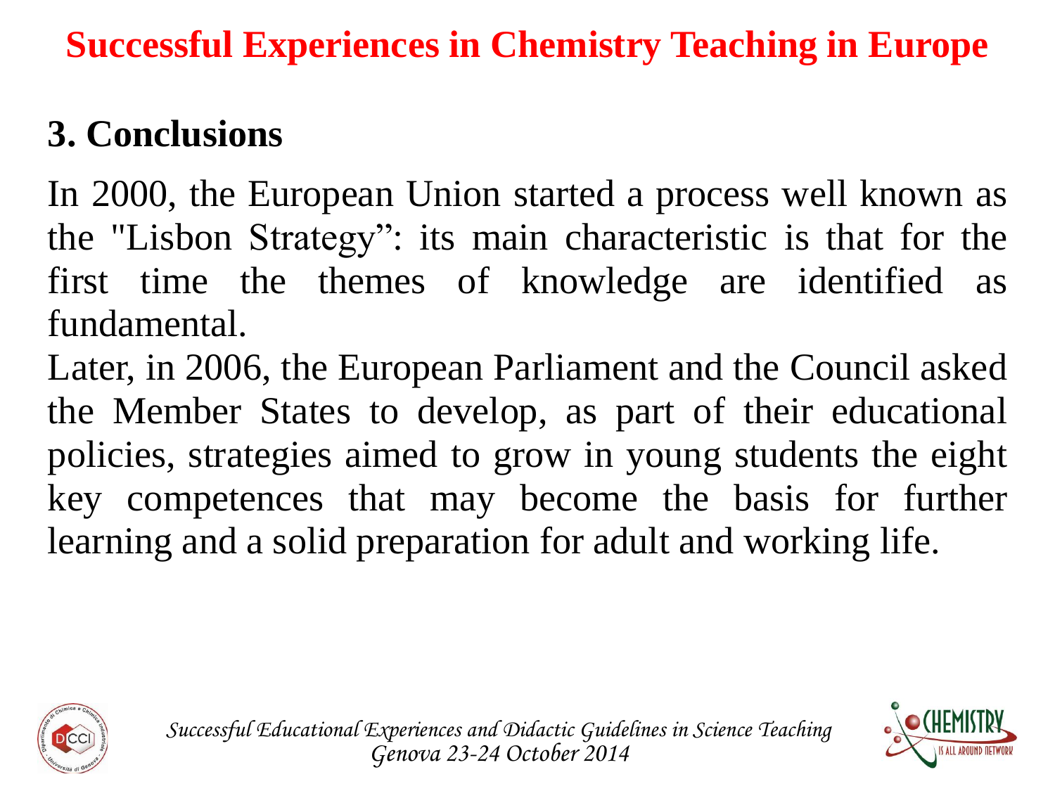# Successful Experiences in Chemistry Teaching in Europe

## 3. Conclusions

In 2000, the European Union started a process well known as the "Lisbon Strategy": its main characteristic is that for the first time the themes of knowledge are identified as fundamental.

Later, in 2006, the European Parliament and the Council asked the Member States to develop, as part of their educational policies, strategies aimed to grow in young students the eight key competences that may become the basis for further learning and a solid preparation for adult and working life.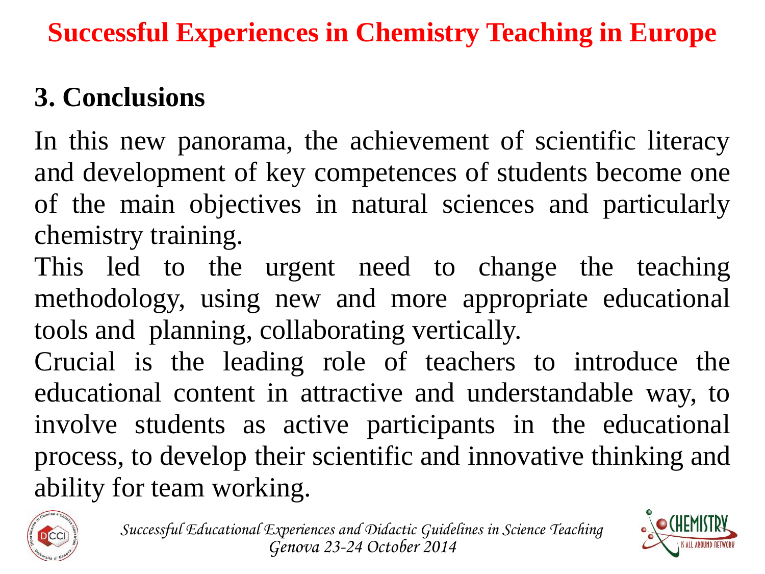# Successful Experiences in Chemistry Teaching in Europe

## 3. Conclusions

In this new panorama, the achievement of scientific literacy and development of key competences of students become one of the main objectives in natural sciences and particularly chemistry training.

This led to the urgent need to change the teaching methodology, using new and more appropriate educational tools and planning, collaborating vertically.

Crucial is the leading role of teachers to introduce the educational content in attractive and understandable way, to involve students as active participants in the educational process, to develop their scientific and innovative thinking and ability for team working.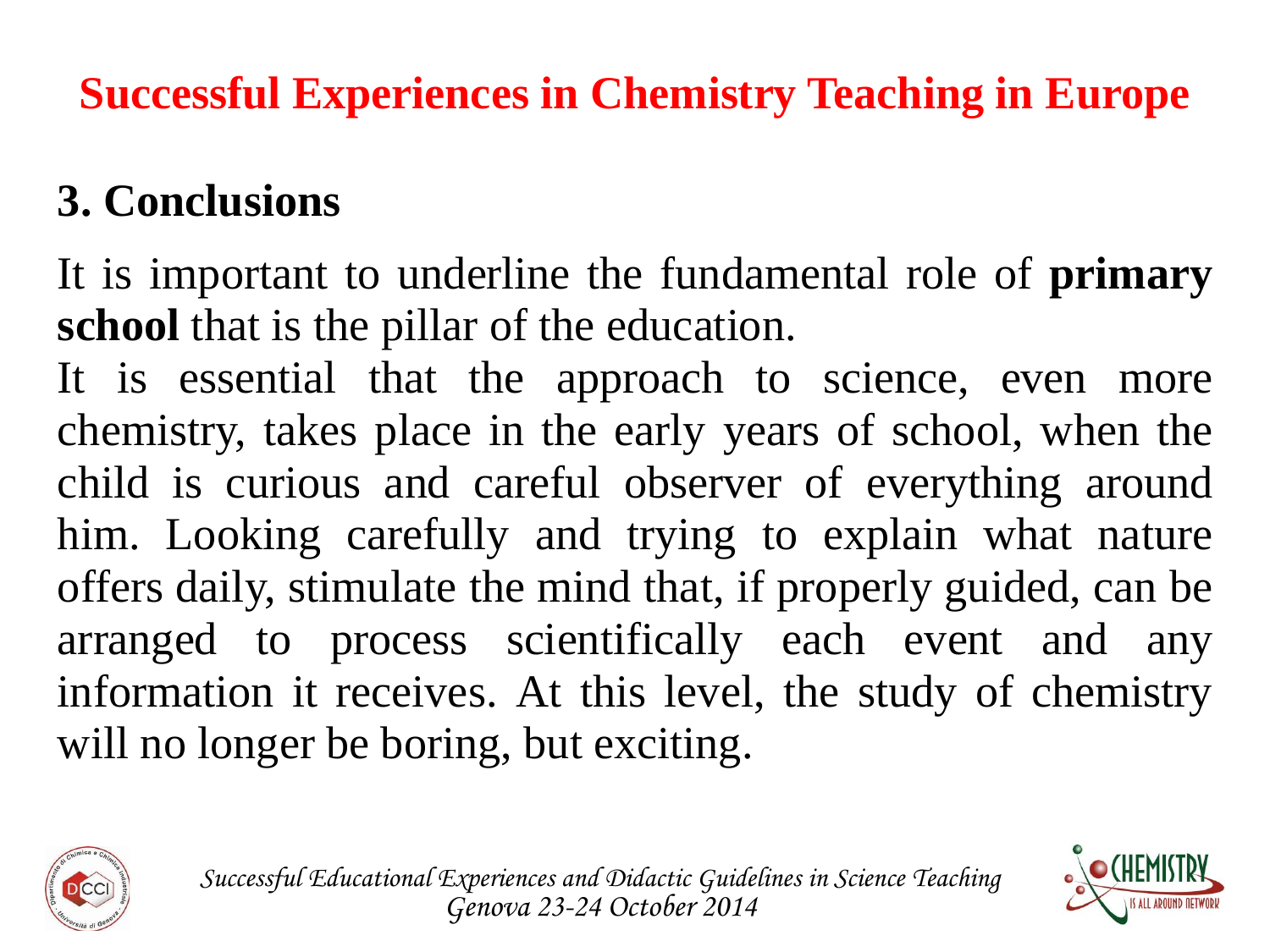## 3. Conclusions

It is important to underline the fundamental role of **primary school** that is the pillar of the education.

It is essential that the approach to science, even more chemistry, takes place in the early years of school, when the child is curious and careful observer of everything around him. Looking carefully and trying to explain what nature offers daily, stimulate the mind that, if properly guided, can be arranged to process scientifically each event and any information it receives. At this level, the study of chemistry will no longer be boring, but exciting.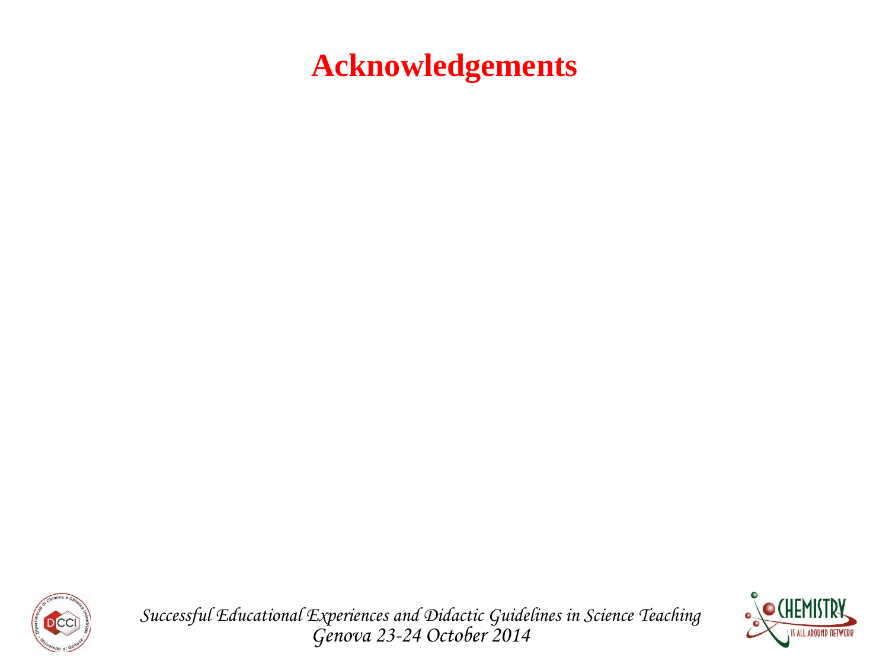# Acknowledgements